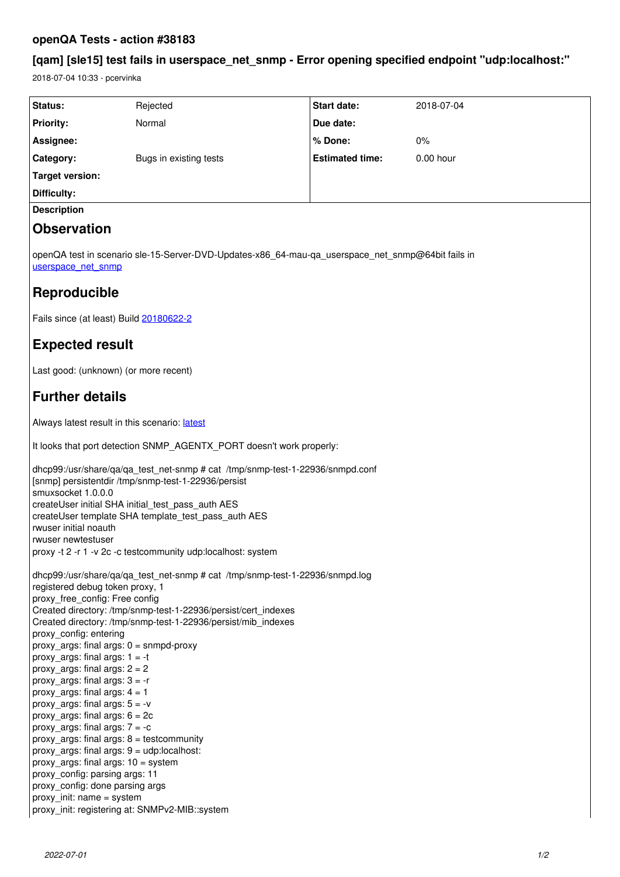# openQA Tests - action #38183

## [qam] [sle15] test fails in userspace_net_snmp - Error opening specified endpoint "udp:localhost:"

2018-07-04 10:33 - pcervinka

| Status: | Rejected | Start date: | 2018-07-04 |
|---|---|---|---|
| Priority: | Normal | Due date: | |
| Assignee: | | % Done: | 0% |
| Category: | Bugs in existing tests | Estimated time: | 0.00 hour |
| Target version: | | | |
| Difficulty: | | | |

**Description**

## Observation

openQA test in scenario sle-15-Server-DVD-Updates-x86_64-mau-qa_userspace_net_snmp@64bit fails in userspace_net_snmp

## Reproducible

Fails since (at least) Build 20180622-2

## Expected result

Last good: (unknown) (or more recent)

## Further details

Always latest result in this scenario: latest

It looks that port detection SNMP_AGENTX_PORT doesn't work properly:

```
dhcp99:/usr/share/qa/qa_test_net-snmp # cat  /tmp/snmp-test-1-22936/snmpd.conf
[snmp] persistentdir /tmp/snmp-test-1-22936/persist
smuxsocket 1.0.0.0
createUser initial SHA initial_test_pass_auth AES
createUser template SHA template_test_pass_auth AES
rwuser initial noauth
rwuser newtestuser
proxy -t 2 -r 1 -v 2c -c testcommunity udp:localhost: system

dhcp99:/usr/share/qa/qa_test_net-snmp # cat  /tmp/snmp-test-1-22936/snmpd.log
registered debug token proxy, 1
proxy_free_config: Free config
Created directory: /tmp/snmp-test-1-22936/persist/cert_indexes
Created directory: /tmp/snmp-test-1-22936/persist/mib_indexes
proxy_config: entering
proxy_args: final args: 0 = snmpd-proxy
proxy_args: final args: 1 = -t
proxy_args: final args: 2 = 2
proxy_args: final args: 3 = -r
proxy_args: final args: 4 = 1
proxy_args: final args: 5 = -v
proxy_args: final args: 6 = 2c
proxy_args: final args: 7 = -c
proxy_args: final args: 8 = testcommunity
proxy_args: final args: 9 = udp:localhost:
proxy_args: final args: 10 = system
proxy_config: parsing args: 11
proxy_config: done parsing args
proxy_init: name = system
proxy_init: registering at: SNMPv2-MIB::system
```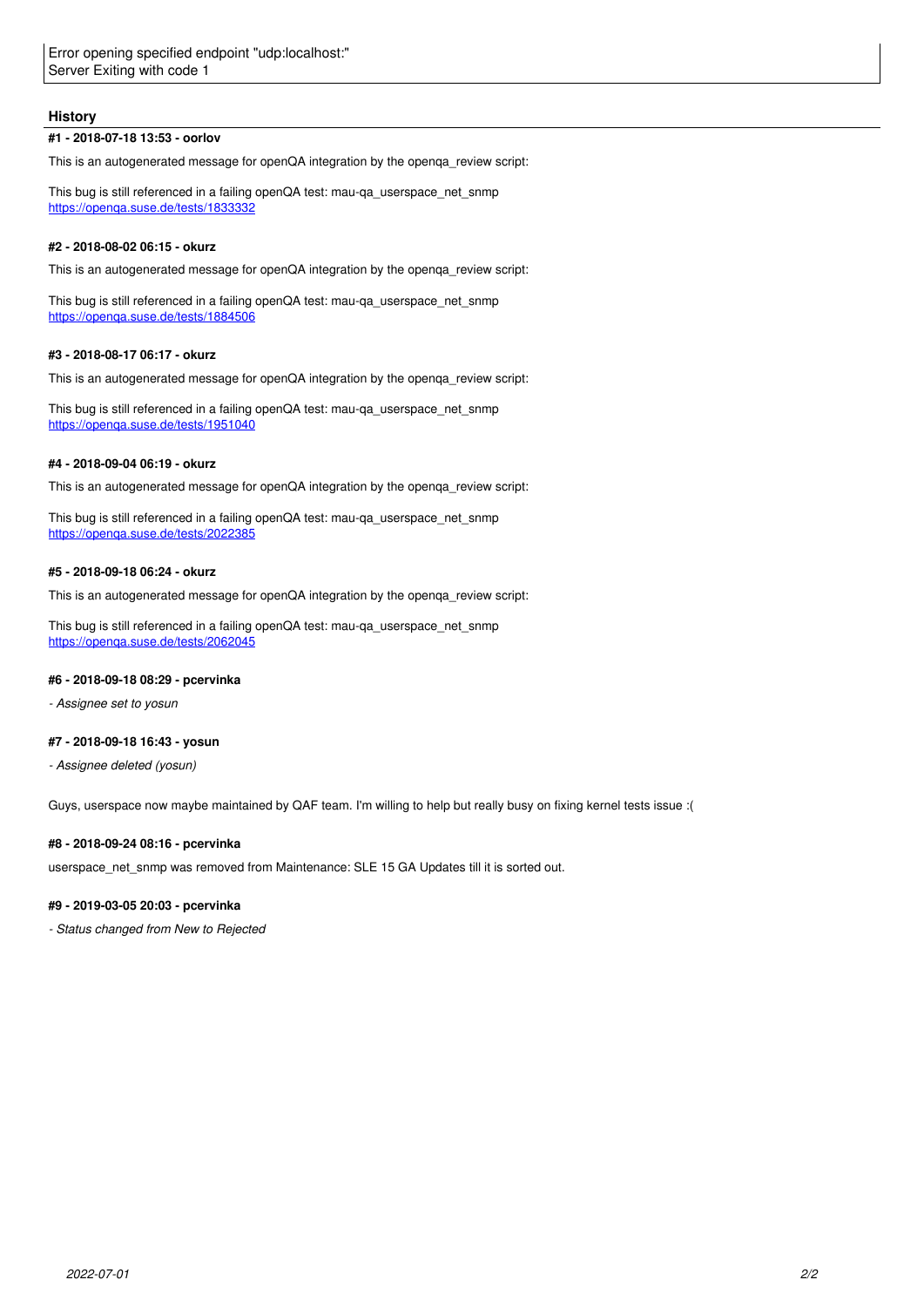```
Error opening specified endpoint "udp:localhost:"
Server Exiting with code 1
```

## History

#### #1 - 2018-07-18 13:53 - oorlov

This is an autogenerated message for openQA integration by the openqa_review script:

This bug is still referenced in a failing openQA test: mau-qa_userspace_net_snmp
https://openqa.suse.de/tests/1833332

#### #2 - 2018-08-02 06:15 - okurz

This is an autogenerated message for openQA integration by the openqa_review script:

This bug is still referenced in a failing openQA test: mau-qa_userspace_net_snmp
https://openqa.suse.de/tests/1884506

#### #3 - 2018-08-17 06:17 - okurz

This is an autogenerated message for openQA integration by the openqa_review script:

This bug is still referenced in a failing openQA test: mau-qa_userspace_net_snmp
https://openqa.suse.de/tests/1951040

#### #4 - 2018-09-04 06:19 - okurz

This is an autogenerated message for openQA integration by the openqa_review script:

This bug is still referenced in a failing openQA test: mau-qa_userspace_net_snmp
https://openqa.suse.de/tests/2022385

#### #5 - 2018-09-18 06:24 - okurz

This is an autogenerated message for openQA integration by the openqa_review script:

This bug is still referenced in a failing openQA test: mau-qa_userspace_net_snmp
https://openqa.suse.de/tests/2062045

#### #6 - 2018-09-18 08:29 - pcervinka

*- Assignee set to yosun*

#### #7 - 2018-09-18 16:43 - yosun

*- Assignee deleted (yosun)*

Guys, userspace now maybe maintained by QAF team. I'm willing to help but really busy on fixing kernel tests issue :(

#### #8 - 2018-09-24 08:16 - pcervinka

userspace_net_snmp was removed from Maintenance: SLE 15 GA Updates till it is sorted out.

#### #9 - 2019-03-05 20:03 - pcervinka

*- Status changed from New to Rejected*